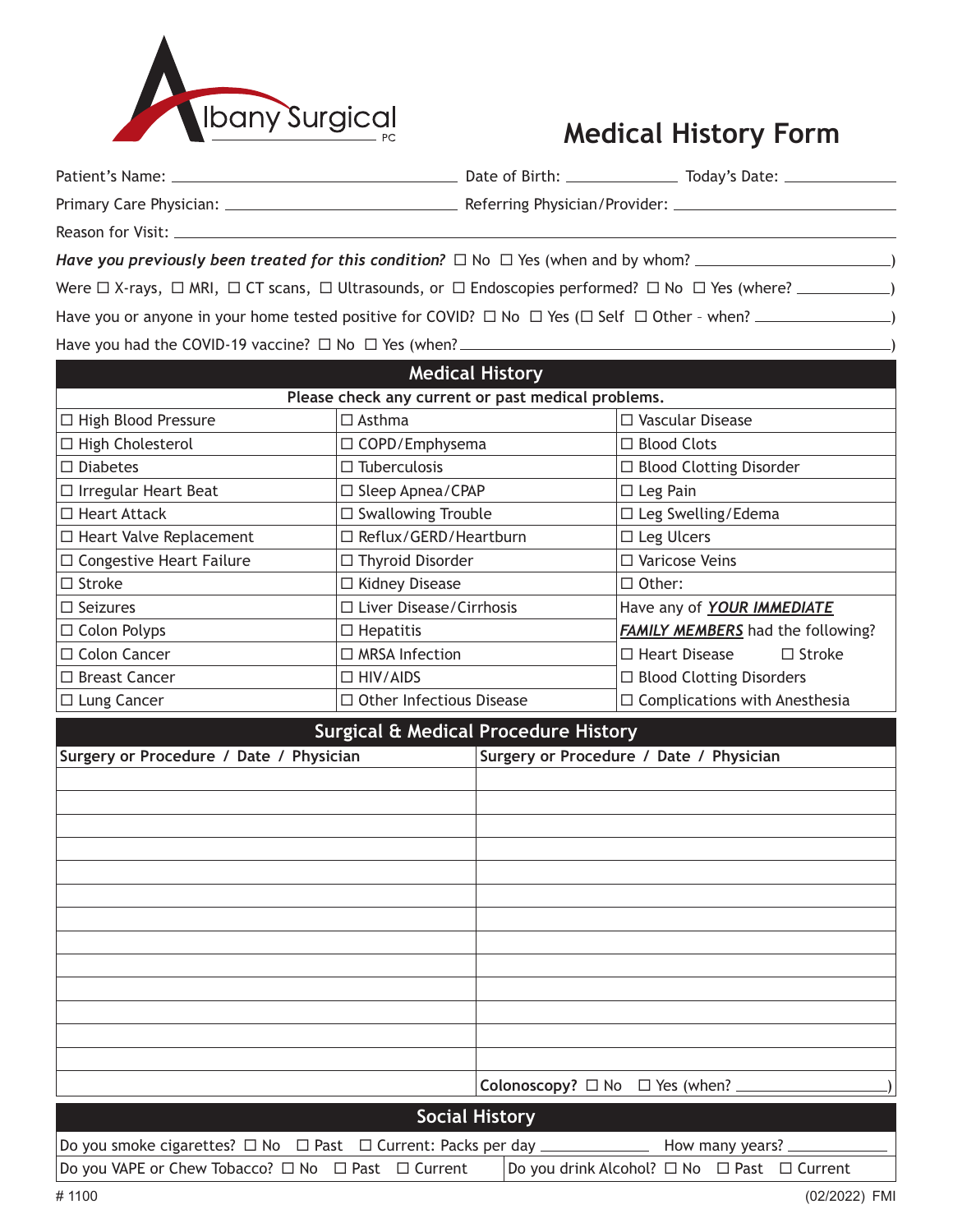Albany Surgical PC

# Medical History Form

Patient's Name: ______________________ Date of Birth: ____________ Today's Date: ____________

Primary Care Physician: ______________________ Referring Physician/Provider: ______________________

Reason for Visit: ______________________

***Have you previously been treated for this condition?*** ☐ No ☐ Yes (when and by whom? ______________________)

Were ☐ X-rays, ☐ MRI, ☐ CT scans, ☐ Ultrasounds, or ☐ Endoscopies performed? ☐ No ☐ Yes (where? ____________)

Have you or anyone in your home tested positive for COVID? ☐ No ☐ Yes (☐ Self ☐ Other – when? ______________)

Have you had the COVID-19 vaccine? ☐ No ☐ Yes (when? ______________________)

## Medical History

**Please check any current or past medical problems.**

| | | |
|---|---|---|
| ☐ High Blood Pressure | ☐ Asthma | ☐ Vascular Disease |
| ☐ High Cholesterol | ☐ COPD/Emphysema | ☐ Blood Clots |
| ☐ Diabetes | ☐ Tuberculosis | ☐ Blood Clotting Disorder |
| ☐ Irregular Heart Beat | ☐ Sleep Apnea/CPAP | ☐ Leg Pain |
| ☐ Heart Attack | ☐ Swallowing Trouble | ☐ Leg Swelling/Edema |
| ☐ Heart Valve Replacement | ☐ Reflux/GERD/Heartburn | ☐ Leg Ulcers |
| ☐ Congestive Heart Failure | ☐ Thyroid Disorder | ☐ Varicose Veins |
| ☐ Stroke | ☐ Kidney Disease | ☐ Other: |
| ☐ Seizures | ☐ Liver Disease/Cirrhosis | Have any of ***YOUR IMMEDIATE*** |
| ☐ Colon Polyps | ☐ Hepatitis | ***FAMILY MEMBERS*** had the following? |
| ☐ Colon Cancer | ☐ MRSA Infection | ☐ Heart Disease ☐ Stroke |
| ☐ Breast Cancer | ☐ HIV/AIDS | ☐ Blood Clotting Disorders |
| ☐ Lung Cancer | ☐ Other Infectious Disease | ☐ Complications with Anesthesia |

## Surgical & Medical Procedure History

| Surgery or Procedure / Date / Physician | Surgery or Procedure / Date / Physician |
|---|---|
| | |
| | |
| | |
| | |
| | |
| | |
| | |
| | |
| | |
| | |
| | |
| | |
| | |
| | **Colonoscopy?** ☐ No ☐ Yes (when? ____________) |

## Social History

Do you smoke cigarettes? ☐ No ☐ Past ☐ Current: Packs per day ________ How many years? ________

Do you VAPE or Chew Tobacco? ☐ No ☐ Past ☐ Current | Do you drink Alcohol? ☐ No ☐ Past ☐ Current

# 1100 (02/2022) FMI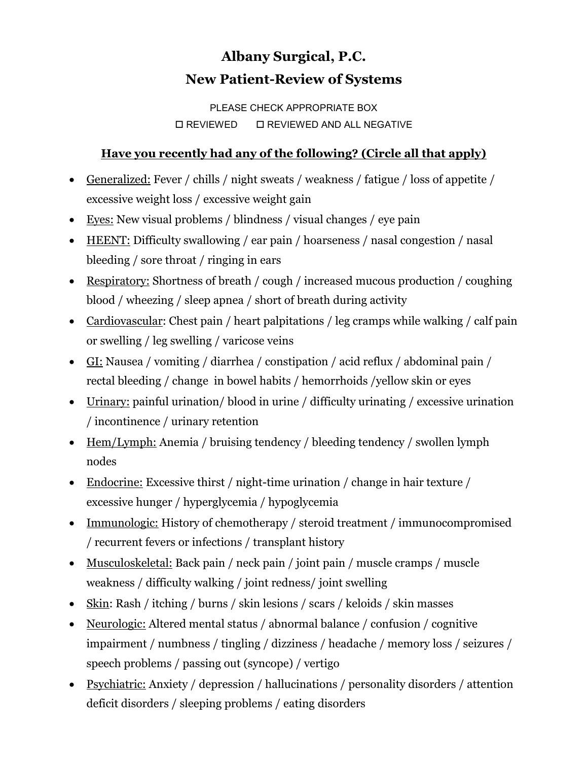# Albany Surgical, P.C.

## New Patient-Review of Systems

PLEASE CHECK APPROPRIATE BOX

☐ REVIEWED ☐ REVIEWED AND ALL NEGATIVE

**Have you recently had any of the following? (Circle all that apply)**

- Generalized: Fever / chills / night sweats / weakness / fatigue / loss of appetite / excessive weight loss / excessive weight gain
- Eyes: New visual problems / blindness / visual changes / eye pain
- HEENT: Difficulty swallowing / ear pain / hoarseness / nasal congestion / nasal bleeding / sore throat / ringing in ears
- Respiratory: Shortness of breath / cough / increased mucous production / coughing blood / wheezing / sleep apnea / short of breath during activity
- Cardiovascular: Chest pain / heart palpitations / leg cramps while walking / calf pain or swelling / leg swelling / varicose veins
- GI: Nausea / vomiting / diarrhea / constipation / acid reflux / abdominal pain / rectal bleeding / change in bowel habits / hemorrhoids /yellow skin or eyes
- Urinary: painful urination/ blood in urine / difficulty urinating / excessive urination / incontinence / urinary retention
- Hem/Lymph: Anemia / bruising tendency / bleeding tendency / swollen lymph nodes
- Endocrine: Excessive thirst / night-time urination / change in hair texture / excessive hunger / hyperglycemia / hypoglycemia
- Immunologic: History of chemotherapy / steroid treatment / immunocompromised / recurrent fevers or infections / transplant history
- Musculoskeletal: Back pain / neck pain / joint pain / muscle cramps / muscle weakness / difficulty walking / joint redness/ joint swelling
- Skin: Rash / itching / burns / skin lesions / scars / keloids / skin masses
- Neurologic: Altered mental status / abnormal balance / confusion / cognitive impairment / numbness / tingling / dizziness / headache / memory loss / seizures / speech problems / passing out (syncope) / vertigo
- Psychiatric: Anxiety / depression / hallucinations / personality disorders / attention deficit disorders / sleeping problems / eating disorders